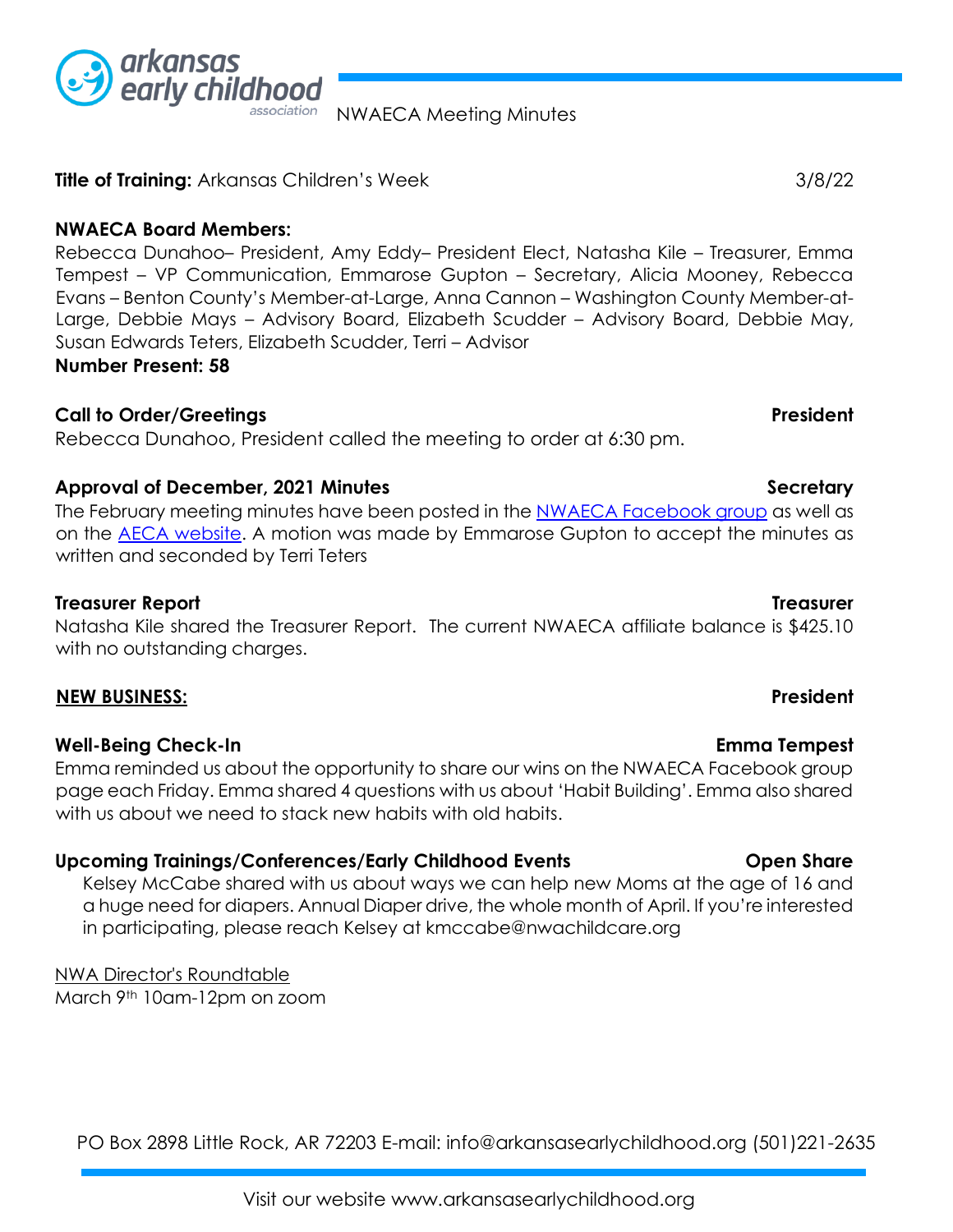NWAECA Meeting Minutes

**Title of Training:** Arkansas Children's Week 3/8/22

**NWAECA Board Members:**
Rebecca Dunahoo– President, Amy Eddy– President Elect, Natasha Kile – Treasurer, Emma Tempest – VP Communication, Emmarose Gupton – Secretary, Alicia Mooney, Rebecca Evans – Benton County's Member-at-Large, Anna Cannon – Washington County Member-at-Large, Debbie Mays – Advisory Board, Elizabeth Scudder – Advisory Board, Debbie May, Susan Edwards Teters, Elizabeth Scudder, Terri – Advisor

**Number Present: 58**

**Call to Order/Greetings** **President**
Rebecca Dunahoo, President called the meeting to order at 6:30 pm.

**Approval of December, 2021 Minutes** **Secretary**
The February meeting minutes have been posted in the [NWAECA Facebook group]() as well as on the [AECA website](). A motion was made by Emmarose Gupton to accept the minutes as written and seconded by Terri Teters

**Treasurer Report** **Treasurer**
Natasha Kile shared the Treasurer Report. The current NWAECA affiliate balance is $425.10 with no outstanding charges.

**NEW BUSINESS:** **President**

**Well-Being Check-In** **Emma Tempest**
Emma reminded us about the opportunity to share our wins on the NWAECA Facebook group page each Friday. Emma shared 4 questions with us about 'Habit Building'. Emma also shared with us about we need to stack new habits with old habits.

**Upcoming Trainings/Conferences/Early Childhood Events** **Open Share**

Kelsey McCabe shared with us about ways we can help new Moms at the age of 16 and a huge need for diapers. Annual Diaper drive, the whole month of April. If you're interested in participating, please reach Kelsey at kmccabe@nwachildcare.org

NWA Director's Roundtable
March 9th 10am-12pm on zoom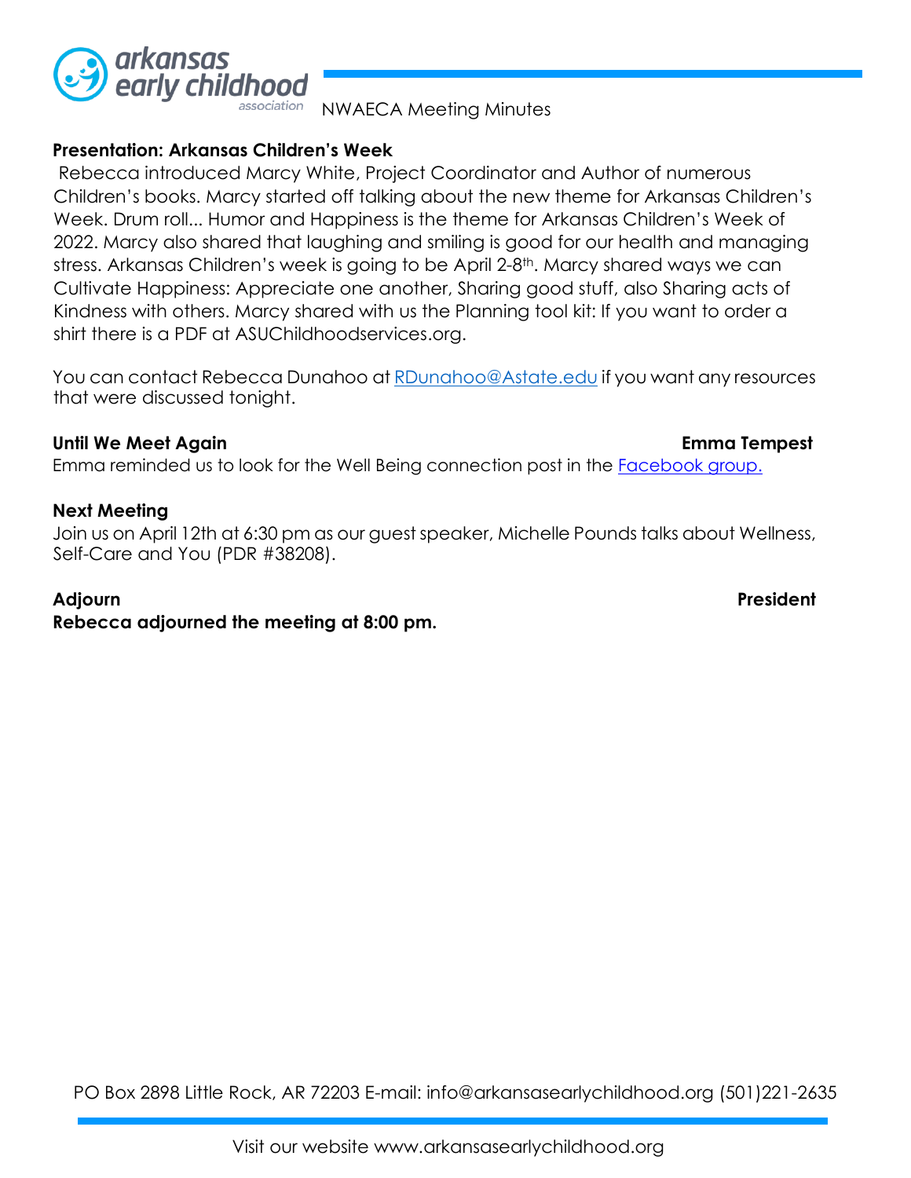**Presentation: Arkansas Children's Week**

Rebecca introduced Marcy White, Project Coordinator and Author of numerous Children's books. Marcy started off talking about the new theme for Arkansas Children's Week. Drum roll... Humor and Happiness is the theme for Arkansas Children's Week of 2022. Marcy also shared that laughing and smiling is good for our health and managing stress. Arkansas Children's week is going to be April 2-8th. Marcy shared ways we can Cultivate Happiness: Appreciate one another, Sharing good stuff, also Sharing acts of Kindness with others. Marcy shared with us the Planning tool kit: If you want to order a shirt there is a PDF at ASUChildhoodservices.org.

You can contact Rebecca Dunahoo at RDunahoo@Astate.edu if you want any resources that were discussed tonight.

**Until We Meet Again** **Emma Tempest**

Emma reminded us to look for the Well Being connection post in the Facebook group.

**Next Meeting**

Join us on April 12th at 6:30 pm as our guest speaker, Michelle Pounds talks about Wellness, Self-Care and You (PDR #38208).

**Adjourn** **President**

**Rebecca adjourned the meeting at 8:00 pm.**